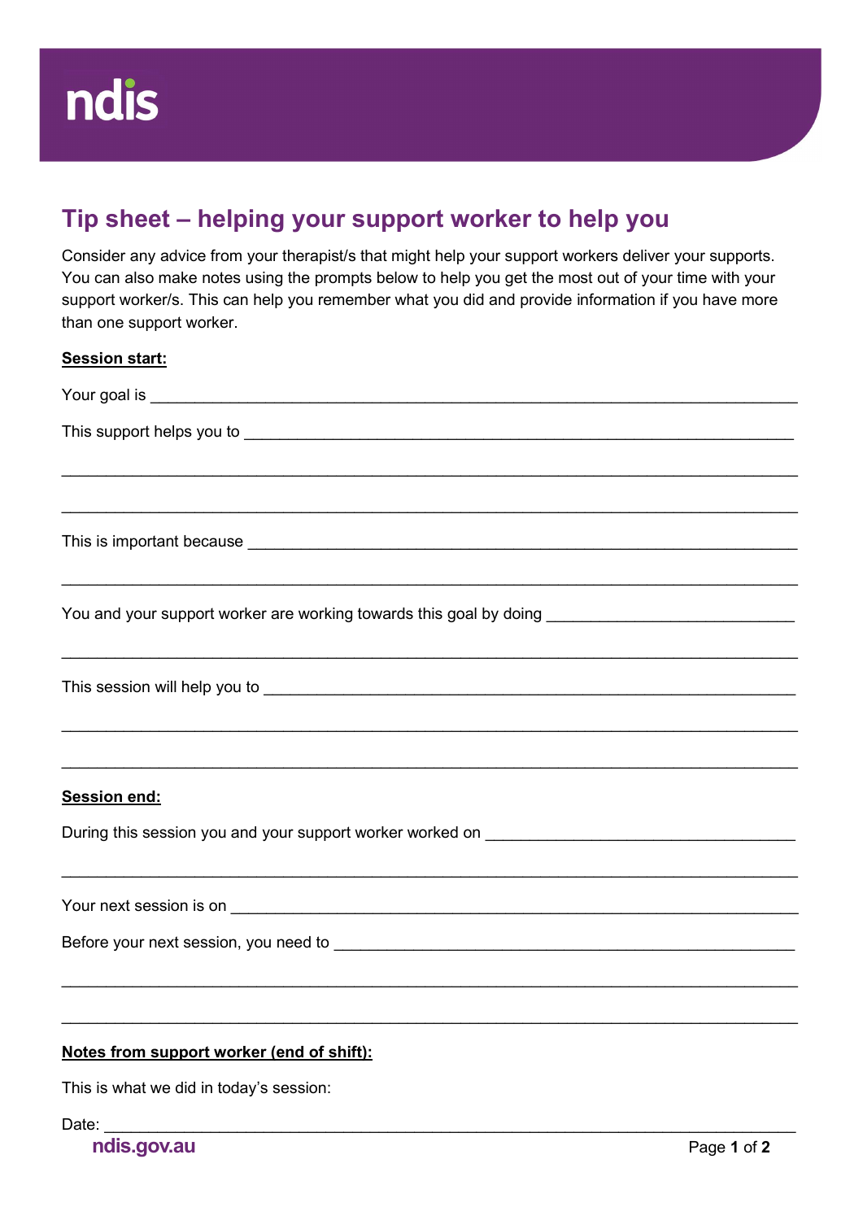ndis

# Tip sheet – helping your support worker to help you

Consider any advice from your therapist/s that might help your support workers deliver your supports. You can also make notes using the prompts below to help you get the most out of your time with your support worker/s. This can help you remember what you did and provide information if you have more than one support worker.

**Session start:**

Your goal is ___________________________________________________________________

This support helps you to _______________________________________________________

______________________________________________________________________________

______________________________________________________________________________

This is important because _______________________________________________________

______________________________________________________________________________

You and your support worker are working towards this goal by doing ___________________

______________________________________________________________________________

This session will help you to _____________________________________________________

______________________________________________________________________________

______________________________________________________________________________

**Session end:**

During this session you and your support worker worked on _________________________

______________________________________________________________________________

Your next session is on ________________________________________________________

Before your next session, you need to ____________________________________________

______________________________________________________________________________

______________________________________________________________________________

**Notes from support worker (end of shift):**

This is what we did in today's session:

Date: _______________________________________________________________________

ndis.gov.au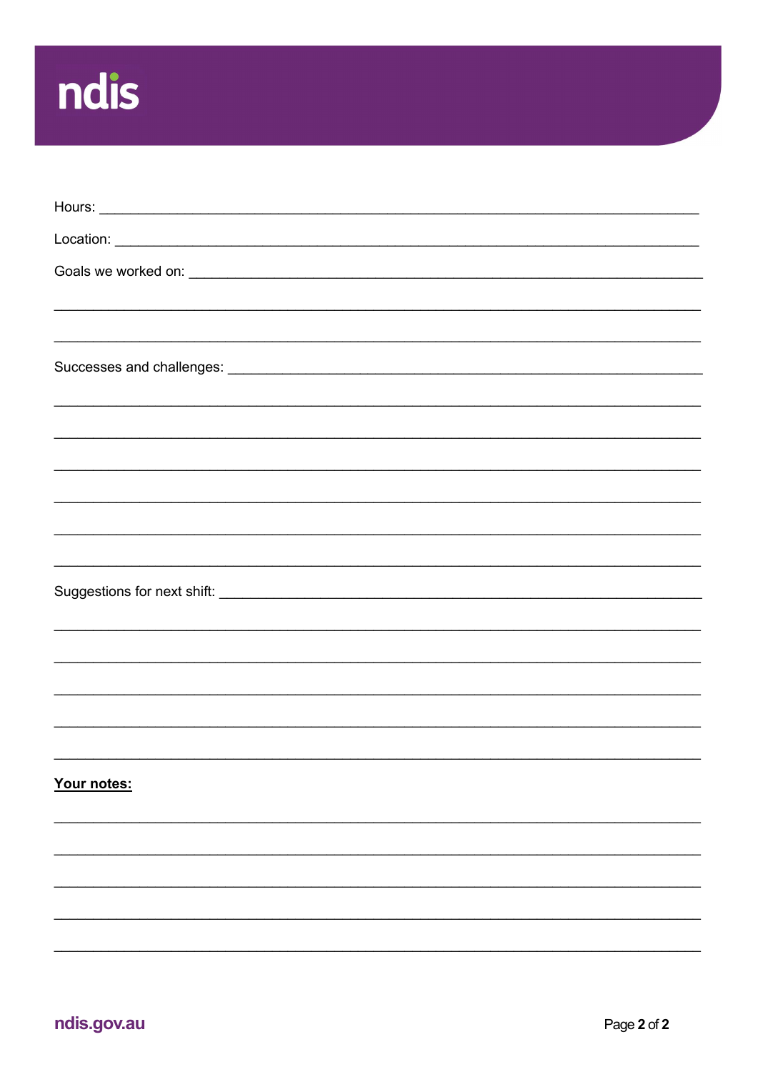Hours: ___________________________________________________________________________

Location: _________________________________________________________________________

Goals we worked on: ________________________________________________________________

___________________________________________________________________________________

___________________________________________________________________________________

Successes and challenges: ____________________________________________________________

___________________________________________________________________________________

___________________________________________________________________________________

___________________________________________________________________________________

___________________________________________________________________________________

___________________________________________________________________________________

___________________________________________________________________________________

Suggestions for next shift: ____________________________________________________________

___________________________________________________________________________________

___________________________________________________________________________________

___________________________________________________________________________________

___________________________________________________________________________________

___________________________________________________________________________________

**Your notes:**

___________________________________________________________________________________

___________________________________________________________________________________

___________________________________________________________________________________

___________________________________________________________________________________

___________________________________________________________________________________